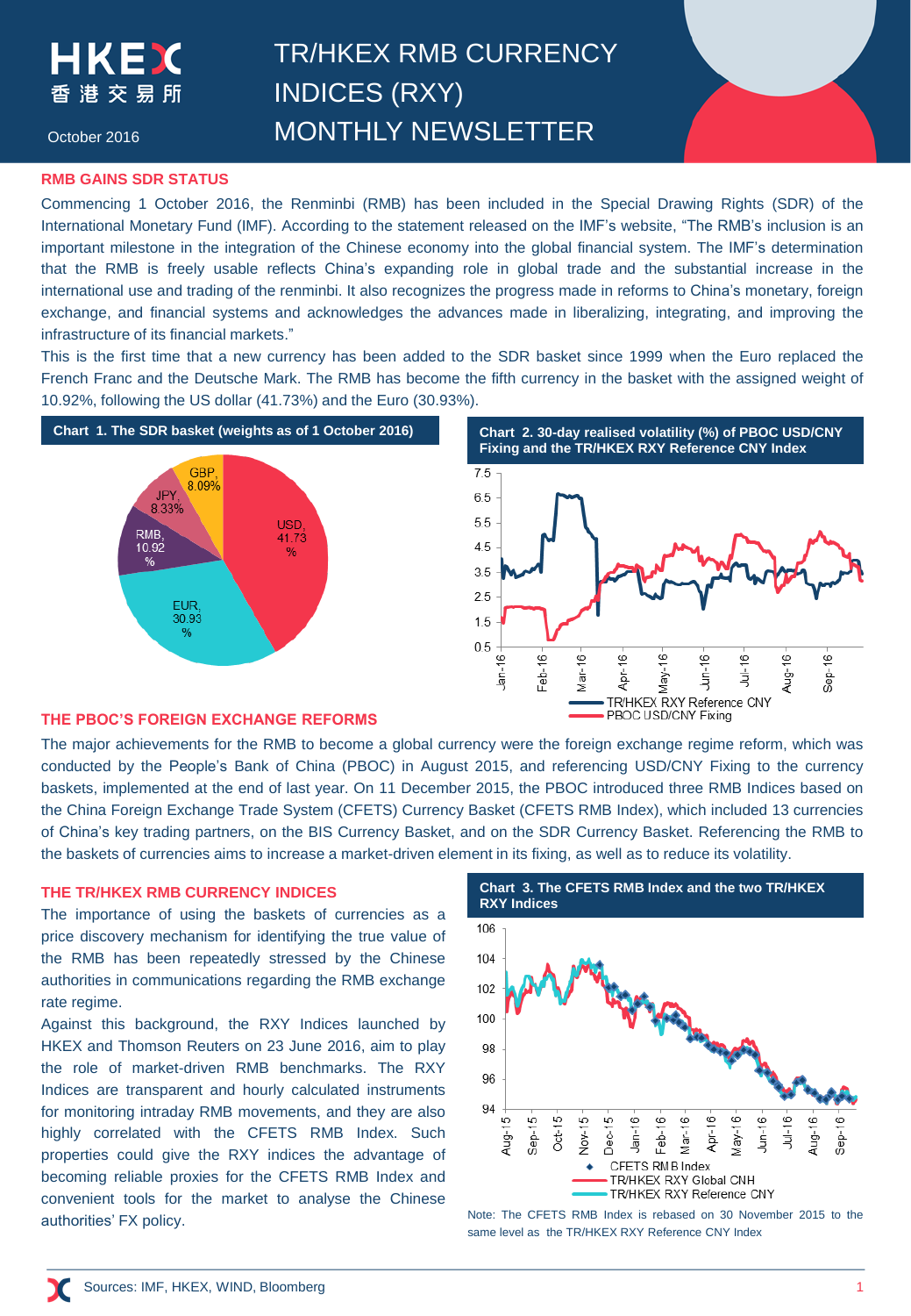# TR/HKEX RMB CURRENCY INDICES (RXY) MONTHLY NEWSLETTER

October 2016

## RMB GAINS SDR STATUS

Commencing 1 October 2016, the Renminbi (RMB) has been included in the Special Drawing Rights (SDR) of the International Monetary Fund (IMF). According to the statement released on the IMF's website, "The RMB's inclusion is an important milestone in the integration of the Chinese economy into the global financial system. The IMF's determination that the RMB is freely usable reflects China's expanding role in global trade and the substantial increase in the international use and trading of the renminbi. It also recognizes the progress made in reforms to China's monetary, foreign exchange, and financial systems and acknowledges the advances made in liberalizing, integrating, and improving the infrastructure of its financial markets."

This is the first time that a new currency has been added to the SDR basket since 1999 when the Euro replaced the French Franc and the Deutsche Mark. The RMB has become the fifth currency in the basket with the assigned weight of 10.92%, following the US dollar (41.73%) and the Euro (30.93%).

**Chart 1. The SDR basket (weights as of 1 October 2016)**

| Currency | Weight |
|---|---|
| USD | 41.73% |
| EUR | 30.93% |
| RMB | 10.92% |
| JPY | 8.33% |
| GBP | 8.09% |

**Chart 2. 30-day realised volatility (%) of PBOC USD/CNY Fixing and the TR/HKEX RXY Reference CNY Index**

Legend: TR/HKEX RXY Reference CNY; PBOC USD/CNY Fixing

## THE PBOC'S FOREIGN EXCHANGE REFORMS

The major achievements for the RMB to become a global currency were the foreign exchange regime reform, which was conducted by the People's Bank of China (PBOC) in August 2015, and referencing USD/CNY Fixing to the currency baskets, implemented at the end of last year. On 11 December 2015, the PBOC introduced three RMB Indices based on the China Foreign Exchange Trade System (CFETS) Currency Basket (CFETS RMB Index), which included 13 currencies of China's key trading partners, on the BIS Currency Basket, and on the SDR Currency Basket. Referencing the RMB to the baskets of currencies aims to increase a market-driven element in its fixing, as well as to reduce its volatility.

## THE TR/HKEX RMB CURRENCY INDICES

The importance of using the baskets of currencies as a price discovery mechanism for identifying the true value of the RMB has been repeatedly stressed by the Chinese authorities in communications regarding the RMB exchange rate regime.

Against this background, the RXY Indices launched by HKEX and Thomson Reuters on 23 June 2016, aim to play the role of market-driven RMB benchmarks. The RXY Indices are transparent and hourly calculated instruments for monitoring intraday RMB movements, and they are also highly correlated with the CFETS RMB Index. Such properties could give the RXY indices the advantage of becoming reliable proxies for the CFETS RMB Index and convenient tools for the market to analyse the Chinese authorities' FX policy.

**Chart 3. The CFETS RMB Index and the two TR/HKEX RXY Indices**

Legend: CFETS RMB Index; TR/HKEX RXY Global CNH; TR/HKEX RXY Reference CNY

Note: The CFETS RMB Index is rebased on 30 November 2015 to the same level as the TR/HKEX RXY Reference CNY Index

Sources: IMF, HKEX, WIND, Bloomberg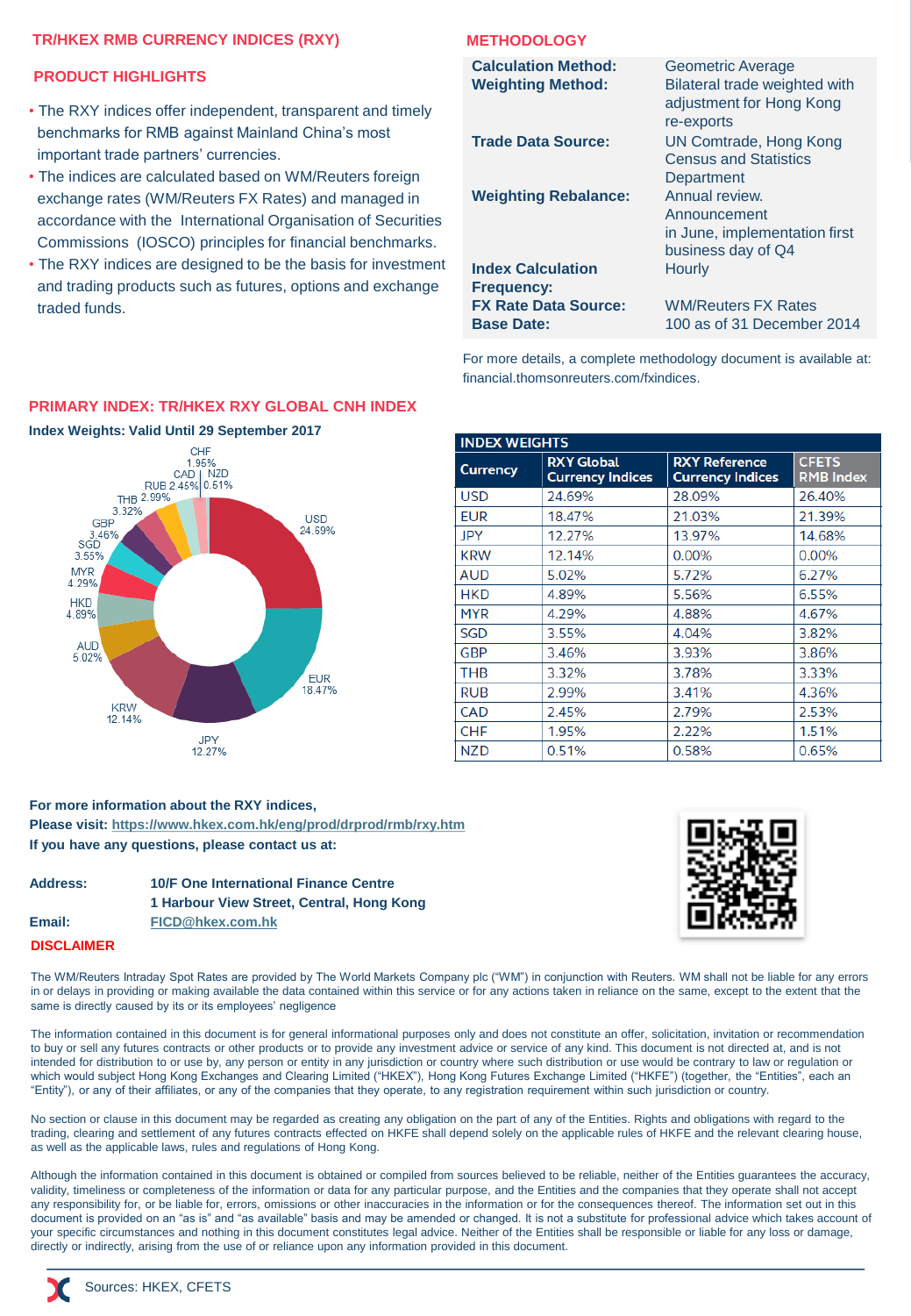## TR/HKEX RMB CURRENCY INDICES (RXY)

### PRODUCT HIGHLIGHTS

- The RXY indices offer independent, transparent and timely benchmarks for RMB against Mainland China's most important trade partners' currencies.
- The indices are calculated based on WM/Reuters foreign exchange rates (WM/Reuters FX Rates) and managed in accordance with the International Organisation of Securities Commissions (IOSCO) principles for financial benchmarks.
- The RXY indices are designed to be the basis for investment and trading products such as futures, options and exchange traded funds.

### METHODOLOGY

| | |
|---|---|
| **Calculation Method:** | Geometric Average |
| **Weighting Method:** | Bilateral trade weighted with adjustment for Hong Kong re-exports |
| **Trade Data Source:** | UN Comtrade, Hong Kong Census and Statistics Department |
| **Weighting Rebalance:** | Annual review. Announcement in June, implementation first business day of Q4 |
| **Index Calculation Frequency:** | Hourly |
| **FX Rate Data Source:** | WM/Reuters FX Rates |
| **Base Date:** | 100 as of 31 December 2014 |

For more details, a complete methodology document is available at: financial.thomsonreuters.com/fxindices.

### PRIMARY INDEX: TR/HKEX RXY GLOBAL CNH INDEX

**Index Weights: Valid Until 29 September 2017**

USD 24.69%
EUR 18.47%
JPY 12.27%
KRW 12.14%
AUD 5.02%
HKD 4.89%
MYR 4.29%
SGD 3.55%
GBP 3.46%
THB 3.32%
RUB 2.99%
CAD 2.45%
CHF 1.95%
NZD 0.51%

| INDEX WEIGHTS | | | |
|---|---|---|---|
| Currency | RXY Global Currency Indices | RXY Reference Currency Indices | CFETS RMB Index |
| USD | 24.69% | 28.09% | 26.40% |
| EUR | 18.47% | 21.03% | 21.39% |
| JPY | 12.27% | 13.97% | 14.68% |
| KRW | 12.14% | 0.00% | 0.00% |
| AUD | 5.02% | 5.72% | 6.27% |
| HKD | 4.89% | 5.56% | 6.55% |
| MYR | 4.29% | 4.88% | 4.67% |
| SGD | 3.55% | 4.04% | 3.82% |
| GBP | 3.46% | 3.93% | 3.86% |
| THB | 3.32% | 3.78% | 3.33% |
| RUB | 2.99% | 3.41% | 4.36% |
| CAD | 2.45% | 2.79% | 2.53% |
| CHF | 1.95% | 2.22% | 1.51% |
| NZD | 0.51% | 0.58% | 0.65% |

**For more information about the RXY indices,**
**Please visit: https://www.hkex.com.hk/eng/prod/drprod/rmb/rxy.htm**
**If you have any questions, please contact us at:**

**Address:** **10/F One International Finance Centre**
**1 Harbour View Street, Central, Hong Kong**
**Email:** **FICD@hkex.com.hk**

### DISCLAIMER

The WM/Reuters Intraday Spot Rates are provided by The World Markets Company plc ("WM") in conjunction with Reuters. WM shall not be liable for any errors in or delays in providing or making available the data contained within this service or for any actions taken in reliance on the same, except to the extent that the same is directly caused by its or its employees' negligence

The information contained in this document is for general informational purposes only and does not constitute an offer, solicitation, invitation or recommendation to buy or sell any futures contracts or other products or to provide any investment advice or service of any kind. This document is not directed at, and is not intended for distribution to or use by, any person or entity in any jurisdiction or country where such distribution or use would be contrary to law or regulation or which would subject Hong Kong Exchanges and Clearing Limited ("HKEX"), Hong Kong Futures Exchange Limited ("HKFE") (together, the "Entities", each an "Entity"), or any of their affiliates, or any of the companies that they operate, to any registration requirement within such jurisdiction or country.

No section or clause in this document may be regarded as creating any obligation on the part of any of the Entities. Rights and obligations with regard to the trading, clearing and settlement of any futures contracts effected on HKFE shall depend solely on the applicable rules of HKFE and the relevant clearing house, as well as the applicable laws, rules and regulations of Hong Kong.

Although the information contained in this document is obtained or compiled from sources believed to be reliable, neither of the Entities guarantees the accuracy, validity, timeliness or completeness of the information or data for any particular purpose, and the Entities and the companies that they operate shall not accept any responsibility for, or be liable for, errors, omissions or other inaccuracies in the information or for the consequences thereof. The information set out in this document is provided on an "as is" and "as available" basis and may be amended or changed. It is not a substitute for professional advice which takes account of your specific circumstances and nothing in this document constitutes legal advice. Neither of the Entities shall be responsible or liable for any loss or damage, directly or indirectly, arising from the use of or reliance upon any information provided in this document.

Sources: HKEX, CFETS